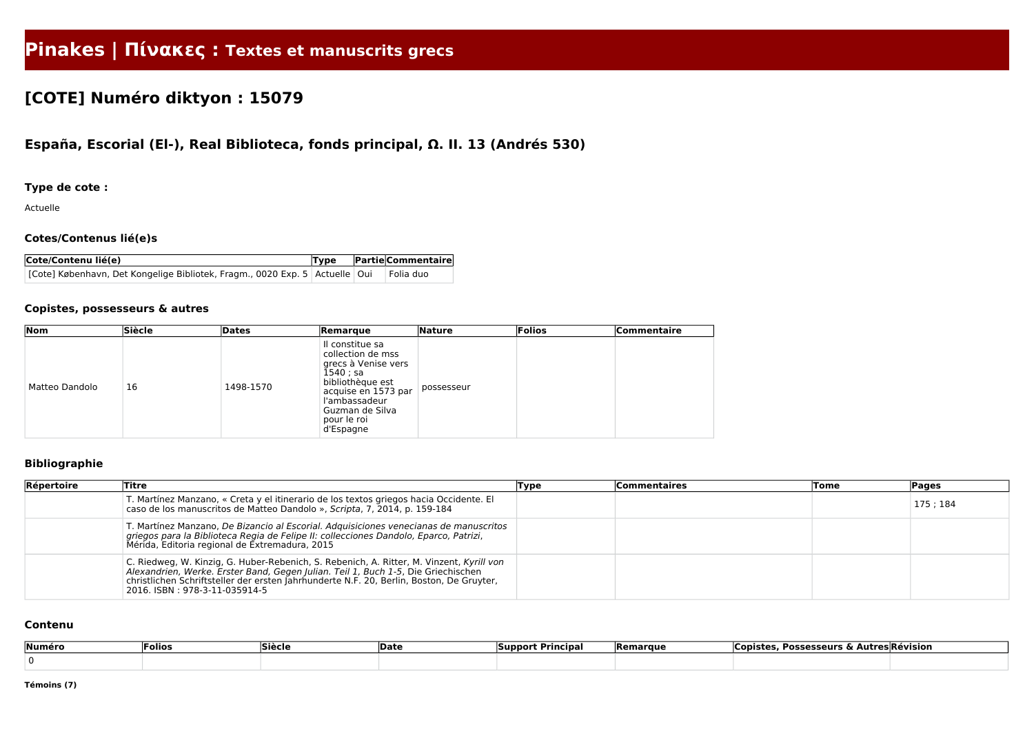# Pinakes | Πίνακες : Textes et manuscrits grecs

## [COTE] Numéro diktyon : 15079

### España, Escorial (El-), Real Biblioteca, fonds principal, Ω. II. 13 (Andrés 530)

#### Type de cote :

Actuelle

#### Cotes/Contenus lié(e)s

| Cote/Contenu lié(e) | Type | Partie | Commentaire |
|---|---|---|---|
| [Cote] København, Det Kongelige Bibliotek, Fragm., 0020 Exp. 5 | Actuelle | Oui | Folia duo |

#### Copistes, possesseurs & autres

| Nom | Siècle | Dates | Remarque | Nature | Folios | Commentaire |
|---|---|---|---|---|---|---|
| Matteo Dandolo | 16 | 1498-1570 | Il constitue sa collection de mss grecs à Venise vers 1540 ; sa bibliothèque est acquise en 1573 par l'ambassadeur Guzman de Silva pour le roi d'Espagne | possesseur | | |

#### Bibliographie

| Répertoire | Titre | Type | Commentaires | Tome | Pages |
|---|---|---|---|---|---|
| | T. Martínez Manzano, « Creta y el itinerario de los textos griegos hacia Occidente. El caso de los manuscritos de Matteo Dandolo », *Scripta*, 7, 2014, p. 159-184 | | | | 175 ; 184 |
| | T. Martínez Manzano, *De Bizancio al Escorial. Adquisiciones venecianas de manuscritos griegos para la Biblioteca Regia de Felipe II: colecciones Dandolo, Eparco, Patrizi*, Mérida, Editoria regional de Extremadura, 2015 | | | | |
| | C. Riedweg, W. Kinzig, G. Huber-Rebenich, S. Rebenich, A. Ritter, M. Vinzent, *Kyrill von Alexandrien, Werke. Erster Band, Gegen Julian. Teil 1, Buch 1-5*, Die Griechischen christlichen Schriftsteller der ersten Jahrhunderte N.F. 20, Berlin, Boston, De Gruyter, 2016. ISBN : 978-3-11-035914-5 | | | | |

#### Contenu

| Numéro | Folios | Siècle | Date | Support Principal | Remarque | Copistes, Possesseurs & Autres | Révision |
|---|---|---|---|---|---|---|---|
| 0 | | | | | | | |

**Témoins (7)**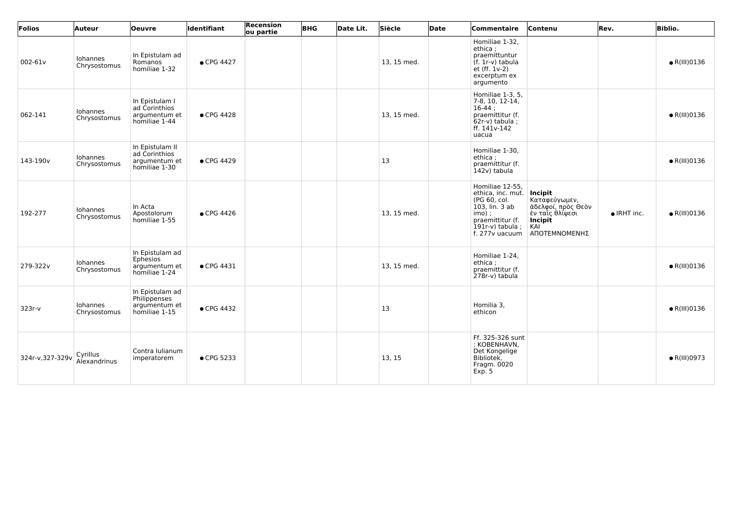| Folios | Auteur | Oeuvre | Identifiant | Recension ou partie | BHG | Date Lit. | Siècle | Date | Commentaire | Contenu | Rev. | Biblio. |
|---|---|---|---|---|---|---|---|---|---|---|---|---|
| 002-61v | Iohannes Chrysostomus | In Epistulam ad Romanos homiliae 1-32 | ● CPG 4427 | | | | 13, 15 med. | | Homiliae 1-32, ethica ; praemittuntur (f. 1r-v) tabula et (ff. 1v-2) excerptum ex argumento | | | ● R(III)0136 |
| 062-141 | Iohannes Chrysostomus | In Epistulam I ad Corinthios argumentum et homiliae 1-44 | ● CPG 4428 | | | | 13, 15 med. | | Homiliae 1-3, 5, 7-8, 10, 12-14, 16-44 ; praemittitur (f. 62r-v) tabula ; ff. 141v-142 uacua | | | ● R(III)0136 |
| 143-190v | Iohannes Chrysostomus | In Epistulam II ad Corinthios argumentum et homiliae 1-30 | ● CPG 4429 | | | | 13 | | Homiliae 1-30, ethica ; praemittitur (f. 142v) tabula | | | ● R(III)0136 |
| 192-277 | Iohannes Chrysostomus | In Acta Apostolorum homiliae 1-55 | ● CPG 4426 | | | | 13, 15 med. | | Homiliae 12-55, ethica, inc. mut. (PG 60, col. 103, lin. 3 ab imo) ; praemittitur (f. 191r-v) tabula ; f. 277v uacuum | **Incipit** Καταφεύγωμεν, ἀδελφοί, πρὸς Θεὸν ἐν ταῖς θλίψεσι **Incipit** ΚΑΙ ΑΠΟΤΕΜΝΟΜΕΝΗΣ | ● IRHT inc. | ● R(III)0136 |
| 279-322v | Iohannes Chrysostomus | In Epistulam ad Ephesios argumentum et homiliae 1-24 | ● CPG 4431 | | | | 13, 15 med. | | Homiliae 1-24, ethica ; praemittitur (f. 278r-v) tabula | | | ● R(III)0136 |
| 323r-v | Iohannes Chrysostomus | In Epistulam ad Philippenses argumentum et homiliae 1-15 | ● CPG 4432 | | | | 13 | | Homilia 3, ethicon | | | ● R(III)0136 |
| 324r-v,327-329v | Cyrillus Alexandrinus | Contra Iulianum imperatorem | ● CPG 5233 | | | | 13, 15 | | Ff. 325-326 sunt : KOBENHAVN, Det Kongelige Bibliotek, Fragm. 0020 Exp. 5 | | | ● R(III)0973 |